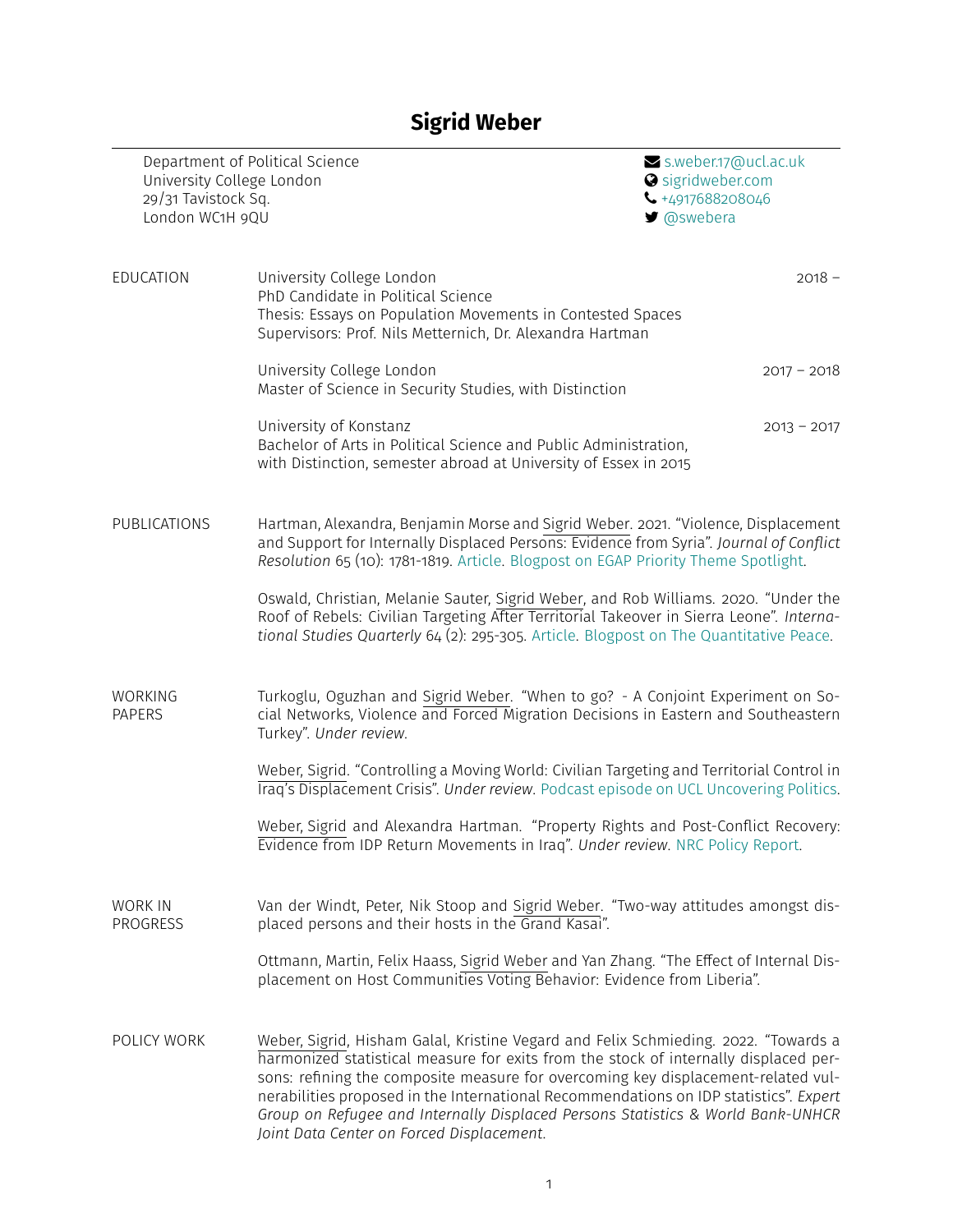# Sigrid Weber

Department of Political Science
University College London
29/31 Tavistock Sq.
London WC1H 9QU

s.weber.17@ucl.ac.uk
sigridweber.com
+4917688208046
@swebera

## EDUCATION

University College London — 2018 –
PhD Candidate in Political Science
Thesis: Essays on Population Movements in Contested Spaces
Supervisors: Prof. Nils Metternich, Dr. Alexandra Hartman

University College London — 2017 – 2018
Master of Science in Security Studies, with Distinction

University of Konstanz — 2013 – 2017
Bachelor of Arts in Political Science and Public Administration, with Distinction, semester abroad at University of Essex in 2015

## PUBLICATIONS

Hartman, Alexandra, Benjamin Morse and Sigrid Weber. 2021. "Violence, Displacement and Support for Internally Displaced Persons: Evidence from Syria". *Journal of Conflict Resolution* 65 (10): 1781-1819. Article. Blogpost on EGAP Priority Theme Spotlight.

Oswald, Christian, Melanie Sauter, Sigrid Weber, and Rob Williams. 2020. "Under the Roof of Rebels: Civilian Targeting After Territorial Takeover in Sierra Leone". *International Studies Quarterly* 64 (2): 295-305. Article. Blogpost on The Quantitative Peace.

## WORKING PAPERS

Turkoglu, Oguzhan and Sigrid Weber. "When to go? - A Conjoint Experiment on Social Networks, Violence and Forced Migration Decisions in Eastern and Southeastern Turkey". *Under review*.

Weber, Sigrid. "Controlling a Moving World: Civilian Targeting and Territorial Control in Iraq's Displacement Crisis". *Under review*. Podcast episode on UCL Uncovering Politics.

Weber, Sigrid and Alexandra Hartman. "Property Rights and Post-Conflict Recovery: Evidence from IDP Return Movements in Iraq". *Under review*. NRC Policy Report.

## WORK IN PROGRESS

Van der Windt, Peter, Nik Stoop and Sigrid Weber. "Two-way attitudes amongst displaced persons and their hosts in the Grand Kasai".

Ottmann, Martin, Felix Haass, Sigrid Weber and Yan Zhang. "The Effect of Internal Displacement on Host Communities Voting Behavior: Evidence from Liberia".

## POLICY WORK

Weber, Sigrid, Hisham Galal, Kristine Vegard and Felix Schmieding. 2022. "Towards a harmonized statistical measure for exits from the stock of internally displaced persons: refining the composite measure for overcoming key displacement-related vulnerabilities proposed in the International Recommendations on IDP statistics". *Expert Group on Refugee and Internally Displaced Persons Statistics & World Bank-UNHCR Joint Data Center on Forced Displacement*.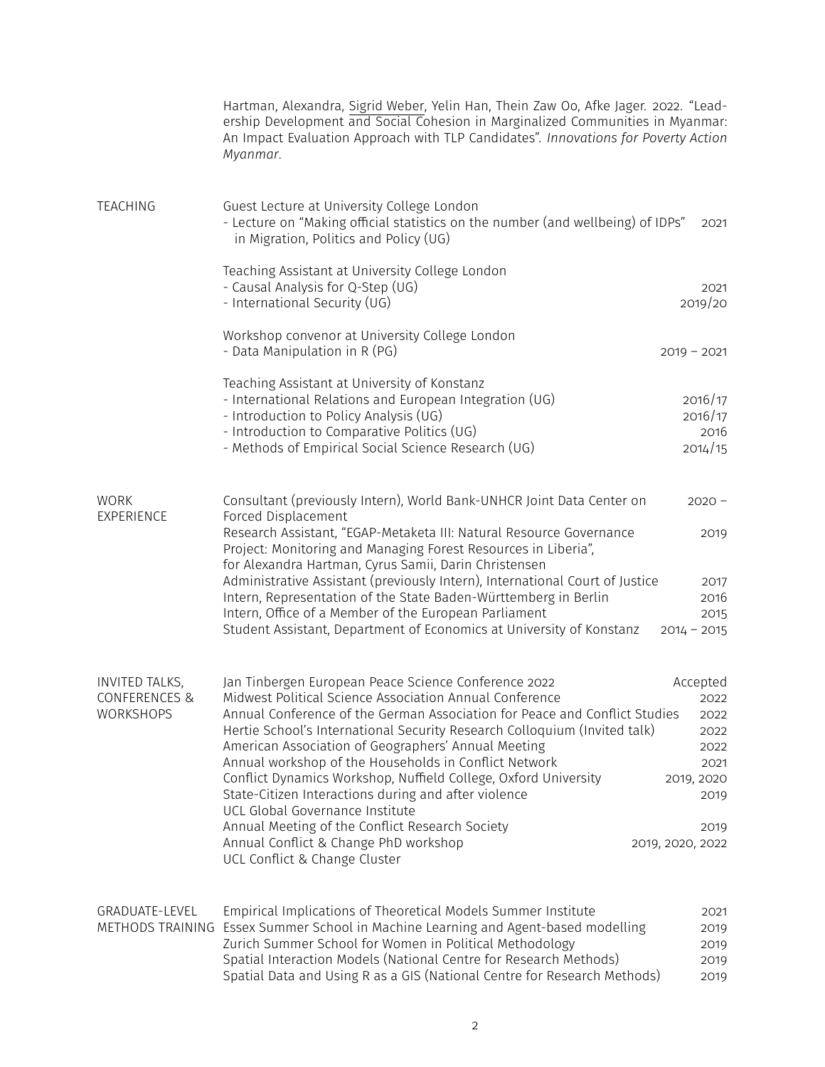Hartman, Alexandra, Sigrid Weber, Yelin Han, Thein Zaw Oo, Afke Jager. 2022. "Leadership Development and Social Cohesion in Marginalized Communities in Myanmar: An Impact Evaluation Approach with TLP Candidates". *Innovations for Poverty Action Myanmar*.

## TEACHING

Guest Lecture at University College London
- Lecture on "Making official statistics on the number (and wellbeing) of IDPs" in Migration, Politics and Policy (UG) — 2021

Teaching Assistant at University College London
- Causal Analysis for Q-Step (UG) — 2021
- International Security (UG) — 2019/20

Workshop convenor at University College London
- Data Manipulation in R (PG) — 2019 – 2021

Teaching Assistant at University of Konstanz
- International Relations and European Integration (UG) — 2016/17
- Introduction to Policy Analysis (UG) — 2016/17
- Introduction to Comparative Politics (UG) — 2016
- Methods of Empirical Social Science Research (UG) — 2014/15

## WORK EXPERIENCE

- Consultant (previously Intern), World Bank-UNHCR Joint Data Center on Forced Displacement — 2020 –
- Research Assistant, "EGAP-Metaketa III: Natural Resource Governance Project: Monitoring and Managing Forest Resources in Liberia", for Alexandra Hartman, Cyrus Samii, Darin Christensen — 2019
- Administrative Assistant (previously Intern), International Court of Justice — 2017
- Intern, Representation of the State Baden-Württemberg in Berlin — 2016
- Intern, Office of a Member of the European Parliament — 2015
- Student Assistant, Department of Economics at University of Konstanz — 2014 – 2015

## INVITED TALKS, CONFERENCES & WORKSHOPS

- Jan Tinbergen European Peace Science Conference 2022 — Accepted
- Midwest Political Science Association Annual Conference — 2022
- Annual Conference of the German Association for Peace and Conflict Studies — 2022
- Hertie School's International Security Research Colloquium (Invited talk) — 2022
- American Association of Geographers' Annual Meeting — 2022
- Annual workshop of the Households in Conflict Network — 2021
- Conflict Dynamics Workshop, Nuffield College, Oxford University — 2019, 2020
- State-Citizen Interactions during and after violence, UCL Global Governance Institute — 2019
- Annual Meeting of the Conflict Research Society — 2019
- Annual Conflict & Change PhD workshop, UCL Conflict & Change Cluster — 2019, 2020, 2022

## GRADUATE-LEVEL METHODS TRAINING

- Empirical Implications of Theoretical Models Summer Institute — 2021
- Essex Summer School in Machine Learning and Agent-based modelling — 2019
- Zurich Summer School for Women in Political Methodology — 2019
- Spatial Interaction Models (National Centre for Research Methods) — 2019
- Spatial Data and Using R as a GIS (National Centre for Research Methods) — 2019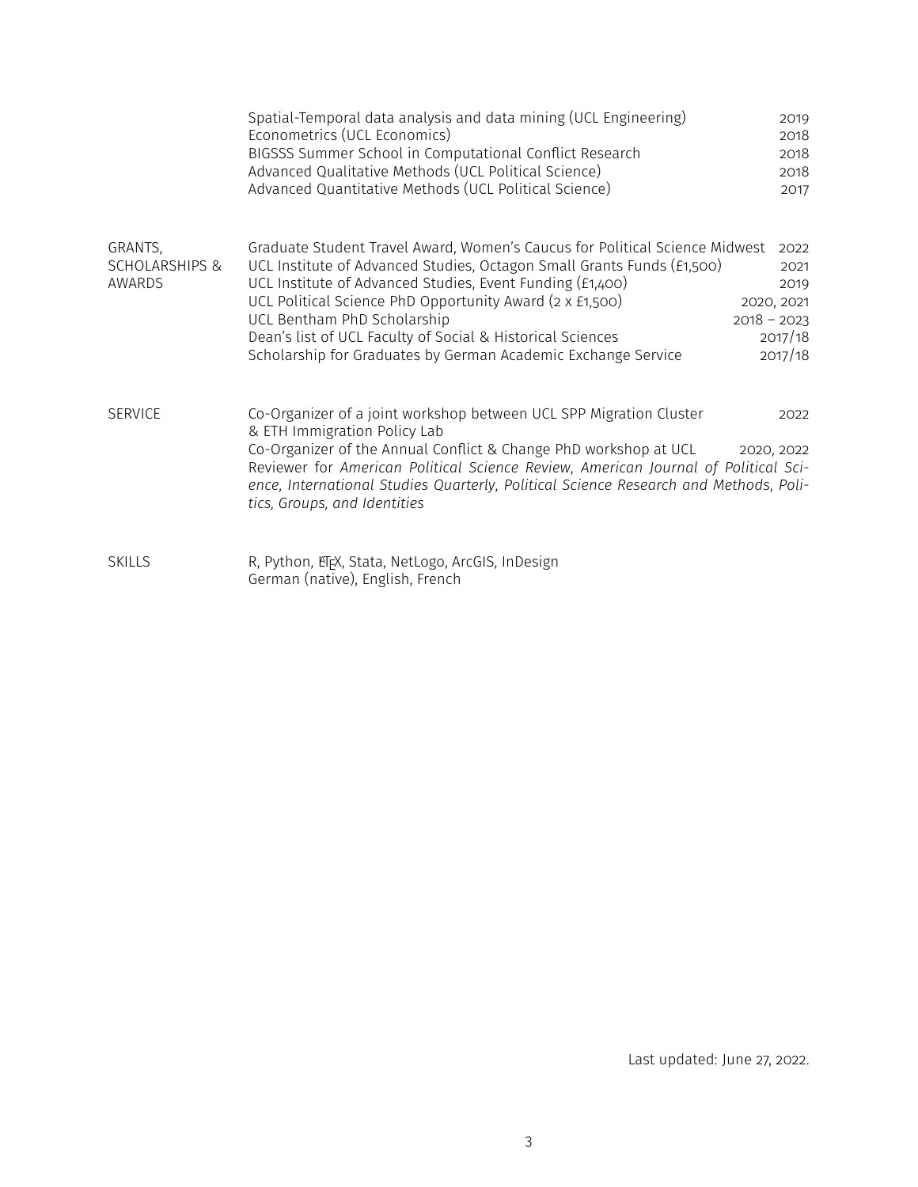Spatial-Temporal data analysis and data mining (UCL Engineering) 2019
Econometrics (UCL Economics) 2018
BIGSSS Summer School in Computational Conflict Research 2018
Advanced Qualitative Methods (UCL Political Science) 2018
Advanced Quantitative Methods (UCL Political Science) 2017

## GRANTS, SCHOLARSHIPS & AWARDS

Graduate Student Travel Award, Women's Caucus for Political Science Midwest 2022
UCL Institute of Advanced Studies, Octagon Small Grants Funds (£1,500) 2021
UCL Institute of Advanced Studies, Event Funding (£1,400) 2019
UCL Political Science PhD Opportunity Award (2 x £1,500) 2020, 2021
UCL Bentham PhD Scholarship 2018 – 2023
Dean's list of UCL Faculty of Social & Historical Sciences 2017/18
Scholarship for Graduates by German Academic Exchange Service 2017/18

## SERVICE

Co-Organizer of a joint workshop between UCL SPP Migration Cluster & ETH Immigration Policy Lab 2022
Co-Organizer of the Annual Conflict & Change PhD workshop at UCL 2020, 2022
Reviewer for *American Political Science Review*, *American Journal of Political Science*, *International Studies Quarterly*, *Political Science Research and Methods*, *Politics, Groups, and Identities*

## SKILLS

R, Python, LaTeX, Stata, NetLogo, ArcGIS, InDesign
German (native), English, French

Last updated: June 27, 2022.